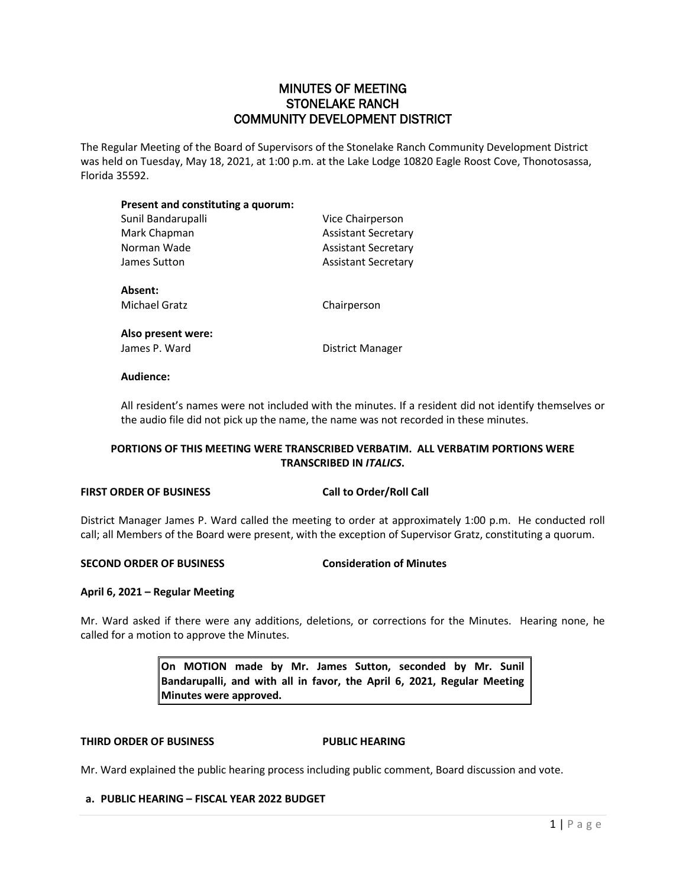# MINUTES OF MEETING
# STONELAKE RANCH
# COMMUNITY DEVELOPMENT DISTRICT

The Regular Meeting of the Board of Supervisors of the Stonelake Ranch Community Development District was held on Tuesday, May 18, 2021, at 1:00 p.m. at the Lake Lodge 10820 Eagle Roost Cove, Thonotosassa, Florida 35592.

**Present and constituting a quorum:**

| | |
|---|---|
| Sunil Bandarupalli | Vice Chairperson |
| Mark Chapman | Assistant Secretary |
| Norman Wade | Assistant Secretary |
| James Sutton | Assistant Secretary |

**Absent:**

| | |
|---|---|
| Michael Gratz | Chairperson |

**Also present were:**

| | |
|---|---|
| James P. Ward | District Manager |

**Audience:**

All resident's names were not included with the minutes. If a resident did not identify themselves or the audio file did not pick up the name, the name was not recorded in these minutes.

**PORTIONS OF THIS MEETING WERE TRANSCRIBED VERBATIM. ALL VERBATIM PORTIONS WERE TRANSCRIBED IN *ITALICS*.**

**FIRST ORDER OF BUSINESS** — **Call to Order/Roll Call**

District Manager James P. Ward called the meeting to order at approximately 1:00 p.m. He conducted roll call; all Members of the Board were present, with the exception of Supervisor Gratz, constituting a quorum.

**SECOND ORDER OF BUSINESS** — **Consideration of Minutes**

**April 6, 2021 – Regular Meeting**

Mr. Ward asked if there were any additions, deletions, or corrections for the Minutes. Hearing none, he called for a motion to approve the Minutes.

> **On MOTION made by Mr. James Sutton, seconded by Mr. Sunil Bandarupalli, and with all in favor, the April 6, 2021, Regular Meeting Minutes were approved.**

**THIRD ORDER OF BUSINESS** — **PUBLIC HEARING**

Mr. Ward explained the public hearing process including public comment, Board discussion and vote.

**a. PUBLIC HEARING – FISCAL YEAR 2022 BUDGET**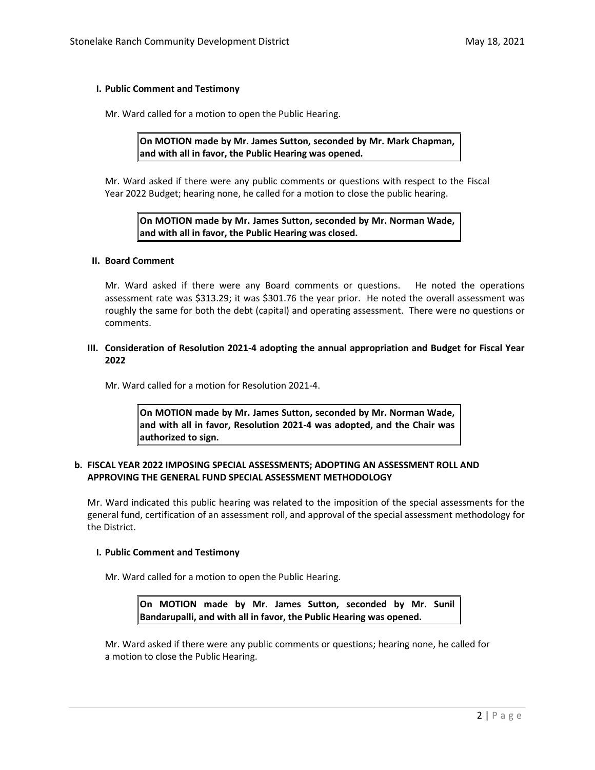**I. Public Comment and Testimony**

Mr. Ward called for a motion to open the Public Hearing.

> **On MOTION made by Mr. James Sutton, seconded by Mr. Mark Chapman, and with all in favor, the Public Hearing was opened.**

Mr. Ward asked if there were any public comments or questions with respect to the Fiscal Year 2022 Budget; hearing none, he called for a motion to close the public hearing.

> **On MOTION made by Mr. James Sutton, seconded by Mr. Norman Wade, and with all in favor, the Public Hearing was closed.**

**II. Board Comment**

Mr. Ward asked if there were any Board comments or questions. He noted the operations assessment rate was $313.29; it was $301.76 the year prior. He noted the overall assessment was roughly the same for both the debt (capital) and operating assessment. There were no questions or comments.

**III. Consideration of Resolution 2021-4 adopting the annual appropriation and Budget for Fiscal Year 2022**

Mr. Ward called for a motion for Resolution 2021-4.

> **On MOTION made by Mr. James Sutton, seconded by Mr. Norman Wade, and with all in favor, Resolution 2021-4 was adopted, and the Chair was authorized to sign.**

**b. FISCAL YEAR 2022 IMPOSING SPECIAL ASSESSMENTS; ADOPTING AN ASSESSMENT ROLL AND APPROVING THE GENERAL FUND SPECIAL ASSESSMENT METHODOLOGY**

Mr. Ward indicated this public hearing was related to the imposition of the special assessments for the general fund, certification of an assessment roll, and approval of the special assessment methodology for the District.

**I. Public Comment and Testimony**

Mr. Ward called for a motion to open the Public Hearing.

> **On MOTION made by Mr. James Sutton, seconded by Mr. Sunil Bandarupalli, and with all in favor, the Public Hearing was opened.**

Mr. Ward asked if there were any public comments or questions; hearing none, he called for a motion to close the Public Hearing.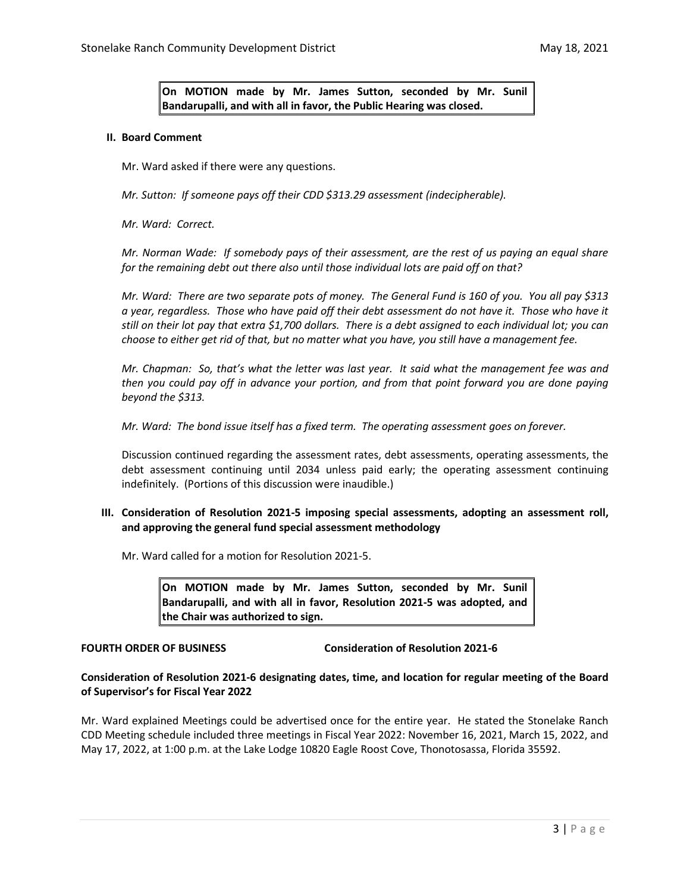> **On MOTION made by Mr. James Sutton, seconded by Mr. Sunil Bandarupalli, and with all in favor, the Public Hearing was closed.**

**II. Board Comment**

Mr. Ward asked if there were any questions.

*Mr. Sutton: If someone pays off their CDD $313.29 assessment (indecipherable).*

*Mr. Ward: Correct.*

*Mr. Norman Wade: If somebody pays of their assessment, are the rest of us paying an equal share for the remaining debt out there also until those individual lots are paid off on that?*

*Mr. Ward: There are two separate pots of money. The General Fund is 160 of you. You all pay $313 a year, regardless. Those who have paid off their debt assessment do not have it. Those who have it still on their lot pay that extra $1,700 dollars. There is a debt assigned to each individual lot; you can choose to either get rid of that, but no matter what you have, you still have a management fee.*

*Mr. Chapman: So, that's what the letter was last year. It said what the management fee was and then you could pay off in advance your portion, and from that point forward you are done paying beyond the $313.*

*Mr. Ward: The bond issue itself has a fixed term. The operating assessment goes on forever.*

Discussion continued regarding the assessment rates, debt assessments, operating assessments, the debt assessment continuing until 2034 unless paid early; the operating assessment continuing indefinitely. (Portions of this discussion were inaudible.)

**III. Consideration of Resolution 2021-5 imposing special assessments, adopting an assessment roll, and approving the general fund special assessment methodology**

Mr. Ward called for a motion for Resolution 2021-5.

> **On MOTION made by Mr. James Sutton, seconded by Mr. Sunil Bandarupalli, and with all in favor, Resolution 2021-5 was adopted, and the Chair was authorized to sign.**

**FOURTH ORDER OF BUSINESS** **Consideration of Resolution 2021-6**

**Consideration of Resolution 2021-6 designating dates, time, and location for regular meeting of the Board of Supervisor's for Fiscal Year 2022**

Mr. Ward explained Meetings could be advertised once for the entire year. He stated the Stonelake Ranch CDD Meeting schedule included three meetings in Fiscal Year 2022: November 16, 2021, March 15, 2022, and May 17, 2022, at 1:00 p.m. at the Lake Lodge 10820 Eagle Roost Cove, Thonotosassa, Florida 35592.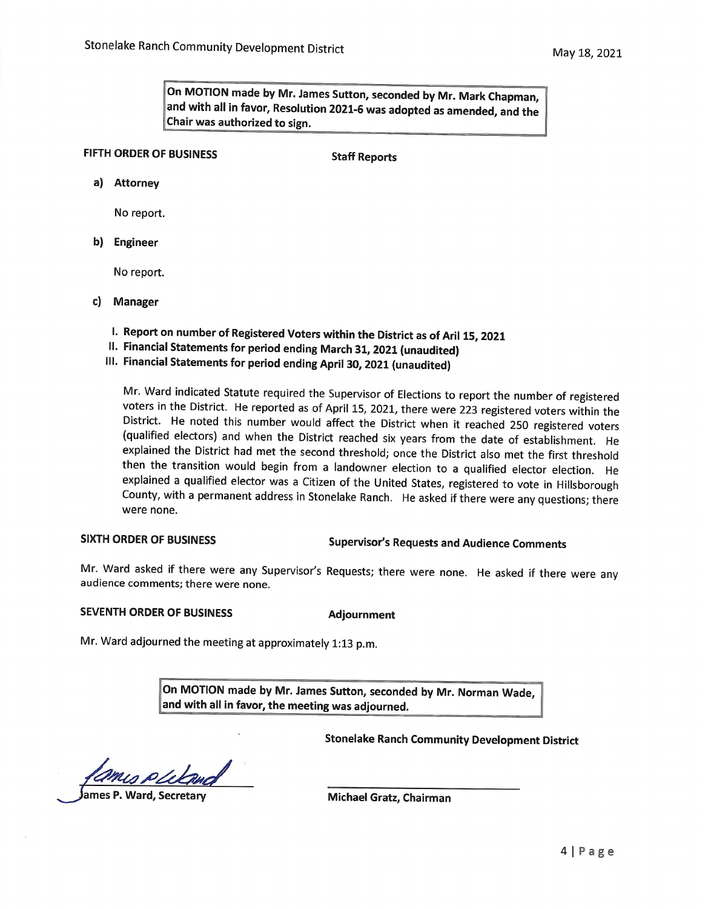**On MOTION made by Mr. James Sutton, seconded by Mr. Mark Chapman, and with all in favor, Resolution 2021-6 was adopted as amended, and the Chair was authorized to sign.**

**FIFTH ORDER OF BUSINESS** **Staff Reports**

**a) Attorney**

No report.

**b) Engineer**

No report.

**c) Manager**

**I. Report on number of Registered Voters within the District as of Aril 15, 2021**
**II. Financial Statements for period ending March 31, 2021 (unaudited)**
**III. Financial Statements for period ending April 30, 2021 (unaudited)**

Mr. Ward indicated Statute required the Supervisor of Elections to report the number of registered voters in the District. He reported as of April 15, 2021, there were 223 registered voters within the District. He noted this number would affect the District when it reached 250 registered voters (qualified electors) and when the District reached six years from the date of establishment. He explained the District had met the second threshold; once the District also met the first threshold then the transition would begin from a landowner election to a qualified elector election. He explained a qualified elector was a Citizen of the United States, registered to vote in Hillsborough County, with a permanent address in Stonelake Ranch. He asked if there were any questions; there were none.

**SIXTH ORDER OF BUSINESS** **Supervisor's Requests and Audience Comments**

Mr. Ward asked if there were any Supervisor's Requests; there were none. He asked if there were any audience comments; there were none.

**SEVENTH ORDER OF BUSINESS** **Adjournment**

Mr. Ward adjourned the meeting at approximately 1:13 p.m.

**On MOTION made by Mr. James Sutton, seconded by Mr. Norman Wade, and with all in favor, the meeting was adjourned.**

**Stonelake Ranch Community Development District**

James P. Ward, Secretary

**Michael Gratz, Chairman**